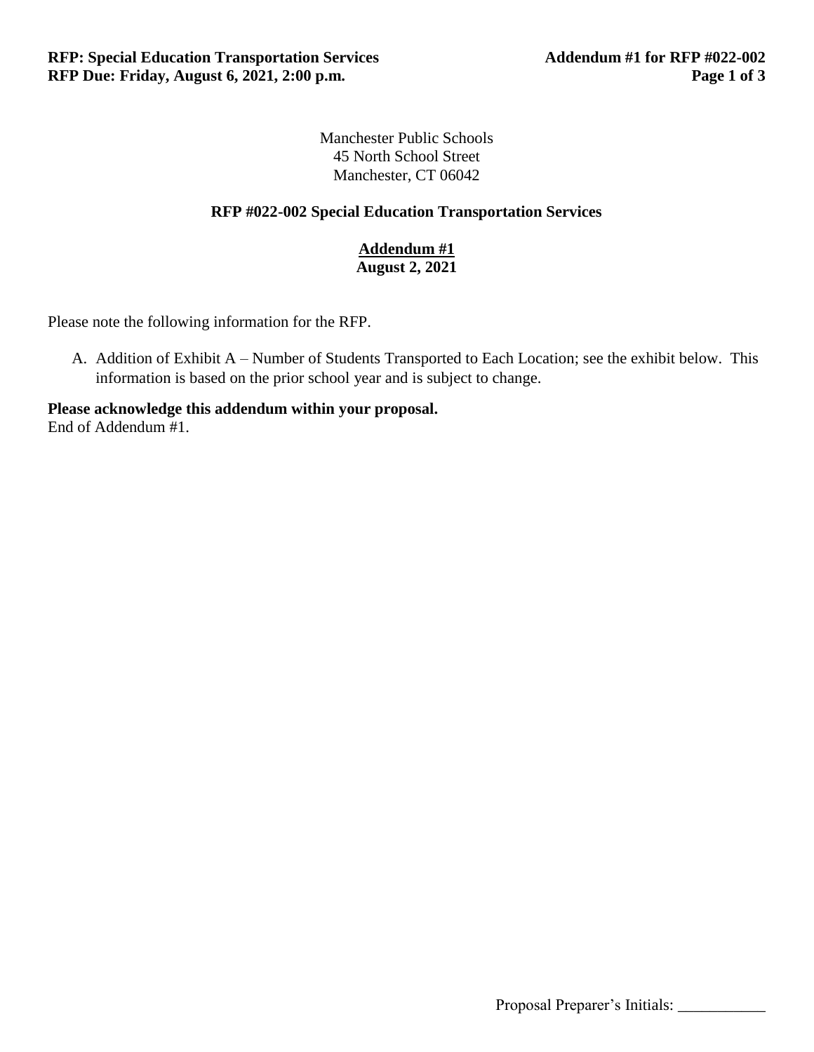Manchester Public Schools
45 North School Street
Manchester, CT 06042

## RFP #022-002 Special Education Transportation Services

**Addendum #1**
**August 2, 2021**

Please note the following information for the RFP.

A. Addition of Exhibit A – Number of Students Transported to Each Location; see the exhibit below. This information is based on the prior school year and is subject to change.

**Please acknowledge this addendum within your proposal.**
End of Addendum #1.

Proposal Preparer's Initials: ___________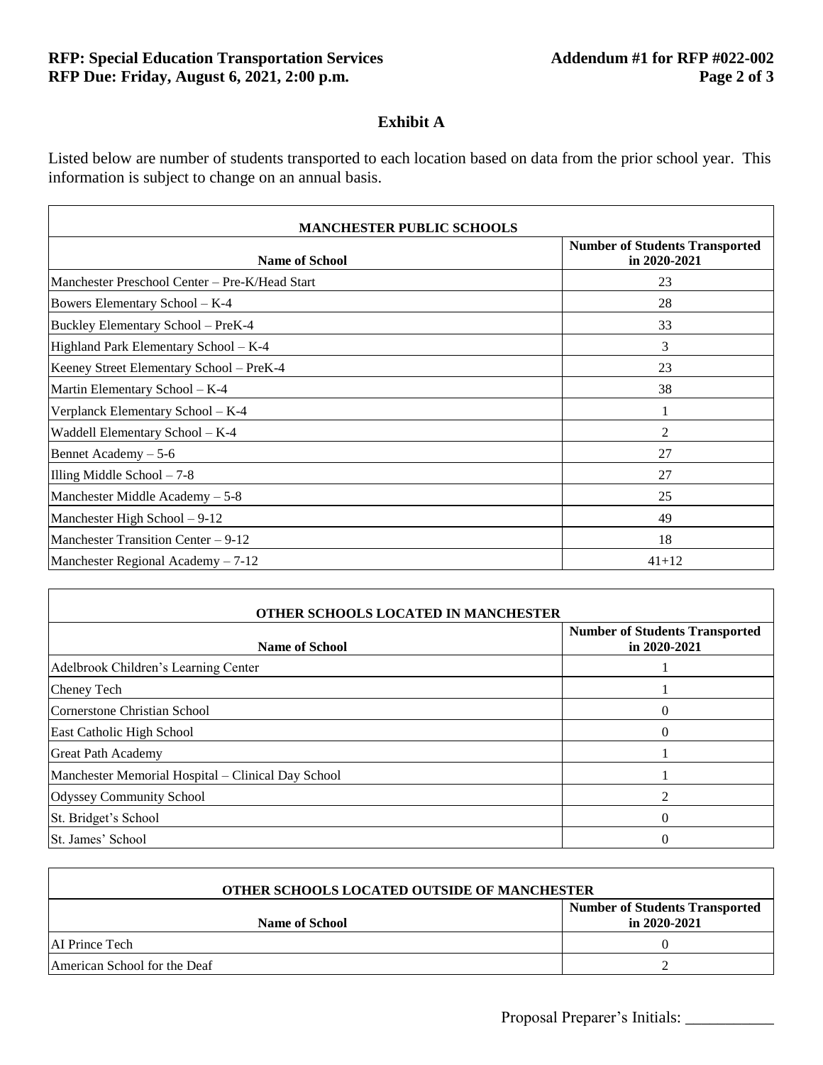## Exhibit A

Listed below are number of students transported to each location based on data from the prior school year. This information is subject to change on an annual basis.

| MANCHESTER PUBLIC SCHOOLS | |
|---|---|
| **Name of School** | **Number of Students Transported in 2020-2021** |
| Manchester Preschool Center – Pre-K/Head Start | 23 |
| Bowers Elementary School – K-4 | 28 |
| Buckley Elementary School – PreK-4 | 33 |
| Highland Park Elementary School – K-4 | 3 |
| Keeney Street Elementary School – PreK-4 | 23 |
| Martin Elementary School – K-4 | 38 |
| Verplanck Elementary School – K-4 | 1 |
| Waddell Elementary School – K-4 | 2 |
| Bennet Academy – 5-6 | 27 |
| Illing Middle School – 7-8 | 27 |
| Manchester Middle Academy – 5-8 | 25 |
| Manchester High School – 9-12 | 49 |
| Manchester Transition Center – 9-12 | 18 |
| Manchester Regional Academy – 7-12 | 41+12 |

| OTHER SCHOOLS LOCATED IN MANCHESTER | |
|---|---|
| **Name of School** | **Number of Students Transported in 2020-2021** |
| Adelbrook Children's Learning Center | 1 |
| Cheney Tech | 1 |
| Cornerstone Christian School | 0 |
| East Catholic High School | 0 |
| Great Path Academy | 1 |
| Manchester Memorial Hospital – Clinical Day School | 1 |
| Odyssey Community School | 2 |
| St. Bridget's School | 0 |
| St. James' School | 0 |

| OTHER SCHOOLS LOCATED OUTSIDE OF MANCHESTER | |
|---|---|
| **Name of School** | **Number of Students Transported in 2020-2021** |
| AI Prince Tech | 0 |
| American School for the Deaf | 2 |

Proposal Preparer's Initials: ___________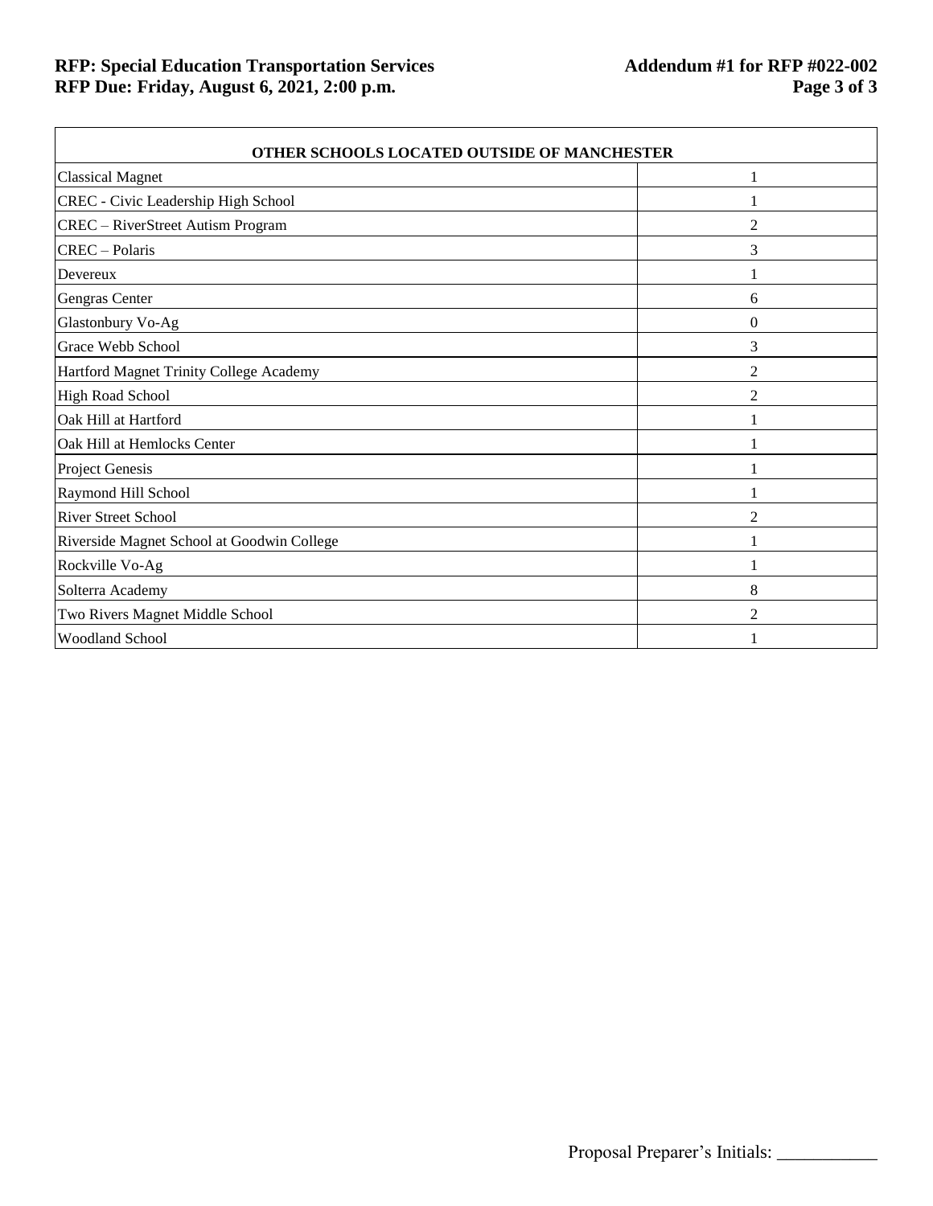| OTHER SCHOOLS LOCATED OUTSIDE OF MANCHESTER | |
|---|---|
| Classical Magnet | 1 |
| CREC - Civic Leadership High School | 1 |
| CREC – RiverStreet Autism Program | 2 |
| CREC – Polaris | 3 |
| Devereux | 1 |
| Gengras Center | 6 |
| Glastonbury Vo-Ag | 0 |
| Grace Webb School | 3 |
| Hartford Magnet Trinity College Academy | 2 |
| High Road School | 2 |
| Oak Hill at Hartford | 1 |
| Oak Hill at Hemlocks Center | 1 |
| Project Genesis | 1 |
| Raymond Hill School | 1 |
| River Street School | 2 |
| Riverside Magnet School at Goodwin College | 1 |
| Rockville Vo-Ag | 1 |
| Solterra Academy | 8 |
| Two Rivers Magnet Middle School | 2 |
| Woodland School | 1 |

Proposal Preparer's Initials: ___________